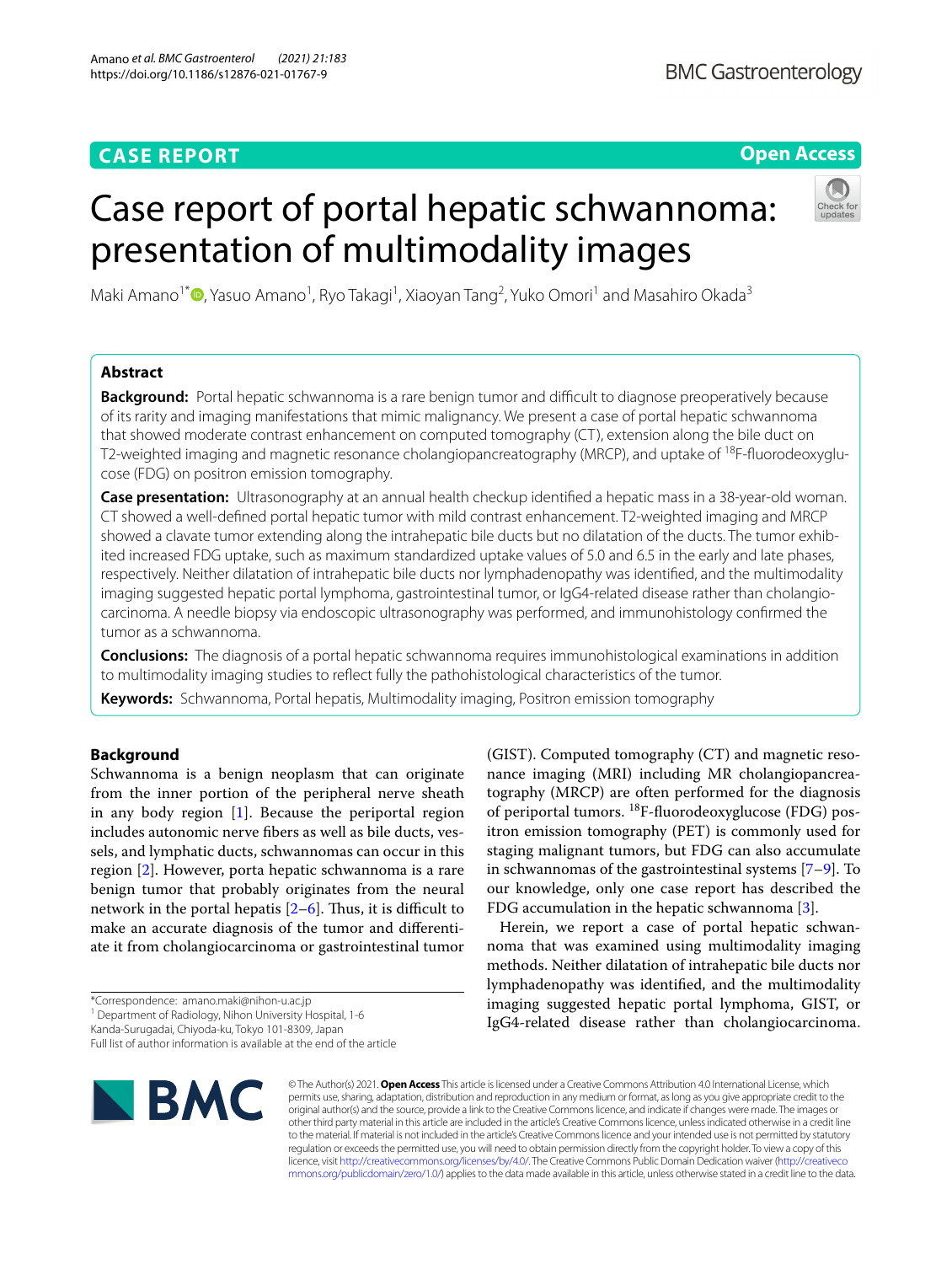CASE REPORT

Open Access

# Case report of portal hepatic schwannoma: presentation of multimodality images

Maki Amano[1*], Yasuo Amano[1], Ryo Takagi[1], Xiaoyan Tang[2], Yuko Omori[1] and Masahiro Okada[3]

## Abstract

**Background:** Portal hepatic schwannoma is a rare benign tumor and difficult to diagnose preoperatively because of its rarity and imaging manifestations that mimic malignancy. We present a case of portal hepatic schwannoma that showed moderate contrast enhancement on computed tomography (CT), extension along the bile duct on T2-weighted imaging and magnetic resonance cholangiopancreatography (MRCP), and uptake of $^{18}$F-fluorodeoxyglucose (FDG) on positron emission tomography.

**Case presentation:** Ultrasonography at an annual health checkup identified a hepatic mass in a 38-year-old woman. CT showed a well-defined portal hepatic tumor with mild contrast enhancement. T2-weighted imaging and MRCP showed a clavate tumor extending along the intrahepatic bile ducts but no dilatation of the ducts. The tumor exhibited increased FDG uptake, such as maximum standardized uptake values of 5.0 and 6.5 in the early and late phases, respectively. Neither dilatation of intrahepatic bile ducts nor lymphadenopathy was identified, and the multimodality imaging suggested hepatic portal lymphoma, gastrointestinal tumor, or IgG4-related disease rather than cholangiocarcinoma. A needle biopsy via endoscopic ultrasonography was performed, and immunohistology confirmed the tumor as a schwannoma.

**Conclusions:** The diagnosis of a portal hepatic schwannoma requires immunohistological examinations in addition to multimodality imaging studies to reflect fully the pathohistological characteristics of the tumor.

**Keywords:** Schwannoma, Portal hepatis, Multimodality imaging, Positron emission tomography

## Background

Schwannoma is a benign neoplasm that can originate from the inner portion of the peripheral nerve sheath in any body region [1]. Because the periportal region includes autonomic nerve fibers as well as bile ducts, vessels, and lymphatic ducts, schwannomas can occur in this region [2]. However, porta hepatic schwannoma is a rare benign tumor that probably originates from the neural network in the portal hepatis [2–6]. Thus, it is difficult to make an accurate diagnosis of the tumor and differentiate it from cholangiocarcinoma or gastrointestinal tumor (GIST). Computed tomography (CT) and magnetic resonance imaging (MRI) including MR cholangiopancreatography (MRCP) are often performed for the diagnosis of periportal tumors. $^{18}$F-fluorodeoxyglucose (FDG) positron emission tomography (PET) is commonly used for staging malignant tumors, but FDG can also accumulate in schwannomas of the gastrointestinal systems [7–9]. To our knowledge, only one case report has described the FDG accumulation in the hepatic schwannoma [3].

Herein, we report a case of portal hepatic schwannoma that was examined using multimodality imaging methods. Neither dilatation of intrahepatic bile ducts nor lymphadenopathy was identified, and the multimodality imaging suggested hepatic portal lymphoma, GIST, or IgG4-related disease rather than cholangiocarcinoma.

*Correspondence: amano.maki@nihon-u.ac.jp
[1] Department of Radiology, Nihon University Hospital, 1-6 Kanda-Surugadai, Chiyoda-ku, Tokyo 101-8309, Japan
Full list of author information is available at the end of the article

© The Author(s) 2021. **Open Access** This article is licensed under a Creative Commons Attribution 4.0 International License, which permits use, sharing, adaptation, distribution and reproduction in any medium or format, as long as you give appropriate credit to the original author(s) and the source, provide a link to the Creative Commons licence, and indicate if changes were made. The images or other third party material in this article are included in the article's Creative Commons licence, unless indicated otherwise in a credit line to the material. If material is not included in the article's Creative Commons licence and your intended use is not permitted by statutory regulation or exceeds the permitted use, you will need to obtain permission directly from the copyright holder. To view a copy of this licence, visit http://creativecommons.org/licenses/by/4.0/. The Creative Commons Public Domain Dedication waiver (http://creativecommons.org/publicdomain/zero/1.0/) applies to the data made available in this article, unless otherwise stated in a credit line to the data.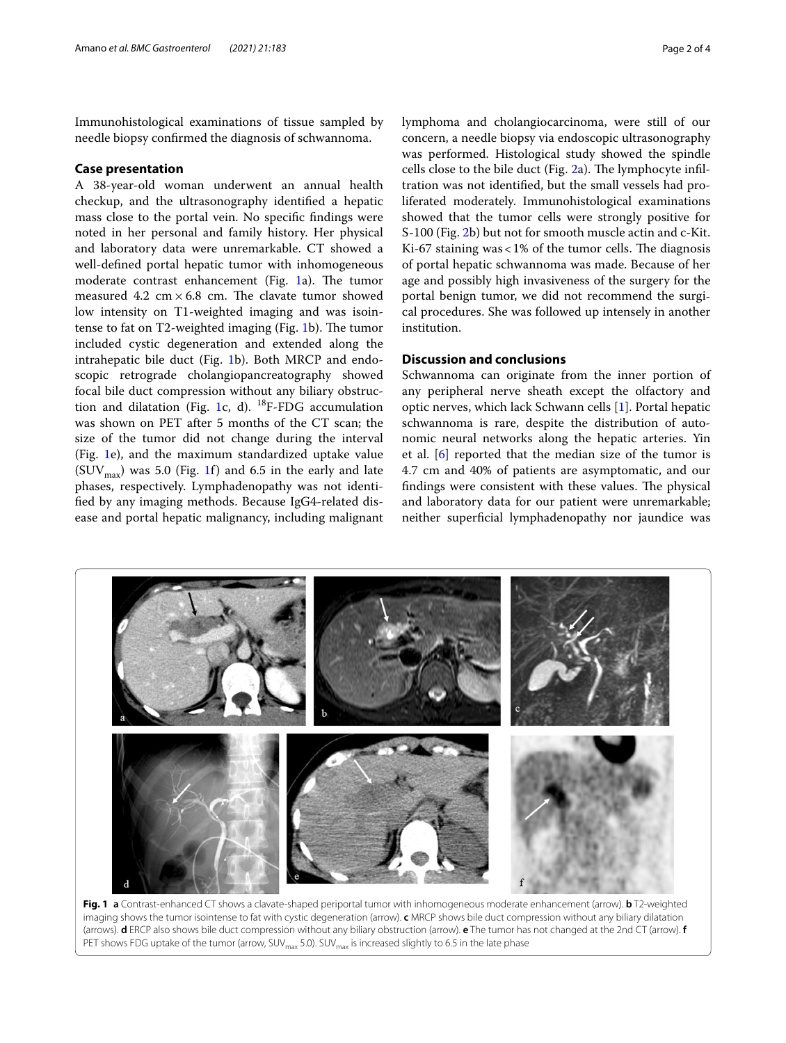Immunohistological examinations of tissue sampled by needle biopsy confirmed the diagnosis of schwannoma.

## Case presentation

A 38-year-old woman underwent an annual health checkup, and the ultrasonography identified a hepatic mass close to the portal vein. No specific findings were noted in her personal and family history. Her physical and laboratory data were unremarkable. CT showed a well-defined portal hepatic tumor with inhomogeneous moderate contrast enhancement (Fig. 1a). The tumor measured 4.2 cm × 6.8 cm. The clavate tumor showed low intensity on T1-weighted imaging and was isointense to fat on T2-weighted imaging (Fig. 1b). The tumor included cystic degeneration and extended along the intrahepatic bile duct (Fig. 1b). Both MRCP and endoscopic retrograde cholangiopancreatography showed focal bile duct compression without any biliary obstruction and dilatation (Fig. 1c, d). $^{18}$F-FDG accumulation was shown on PET after 5 months of the CT scan; the size of the tumor did not change during the interval (Fig. 1e), and the maximum standardized uptake value ($SUV_{max}$) was 5.0 (Fig. 1f) and 6.5 in the early and late phases, respectively. Lymphadenopathy was not identified by any imaging methods. Because IgG4-related disease and portal hepatic malignancy, including malignant lymphoma and cholangiocarcinoma, were still of our concern, a needle biopsy via endoscopic ultrasonography was performed. Histological study showed the spindle cells close to the bile duct (Fig. 2a). The lymphocyte infiltration was not identified, but the small vessels had proliferated moderately. Immunohistological examinations showed that the tumor cells were strongly positive for S-100 (Fig. 2b) but not for smooth muscle actin and c-Kit. Ki-67 staining was < 1% of the tumor cells. The diagnosis of portal hepatic schwannoma was made. Because of her age and possibly high invasiveness of the surgery for the portal benign tumor, we did not recommend the surgical procedures. She was followed up intensely in another institution.

## Discussion and conclusions

Schwannoma can originate from the inner portion of any peripheral nerve sheath except the olfactory and optic nerves, which lack Schwann cells [1]. Portal hepatic schwannoma is rare, despite the distribution of autonomic neural networks along the hepatic arteries. Yin et al. [6] reported that the median size of the tumor is 4.7 cm and 40% of patients are asymptomatic, and our findings were consistent with these values. The physical and laboratory data for our patient were unremarkable; neither superficial lymphadenopathy nor jaundice was

**Fig. 1** **a** Contrast-enhanced CT shows a clavate-shaped periportal tumor with inhomogeneous moderate enhancement (arrow). **b** T2-weighted imaging shows the tumor isointense to fat with cystic degeneration (arrow). **c** MRCP shows bile duct compression without any biliary dilatation (arrows). **d** ERCP also shows bile duct compression without any biliary obstruction (arrow). **e** The tumor has not changed at the 2nd CT (arrow). **f** PET shows FDG uptake of the tumor (arrow, $SUV_{max}$ 5.0). $SUV_{max}$ is increased slightly to 6.5 in the late phase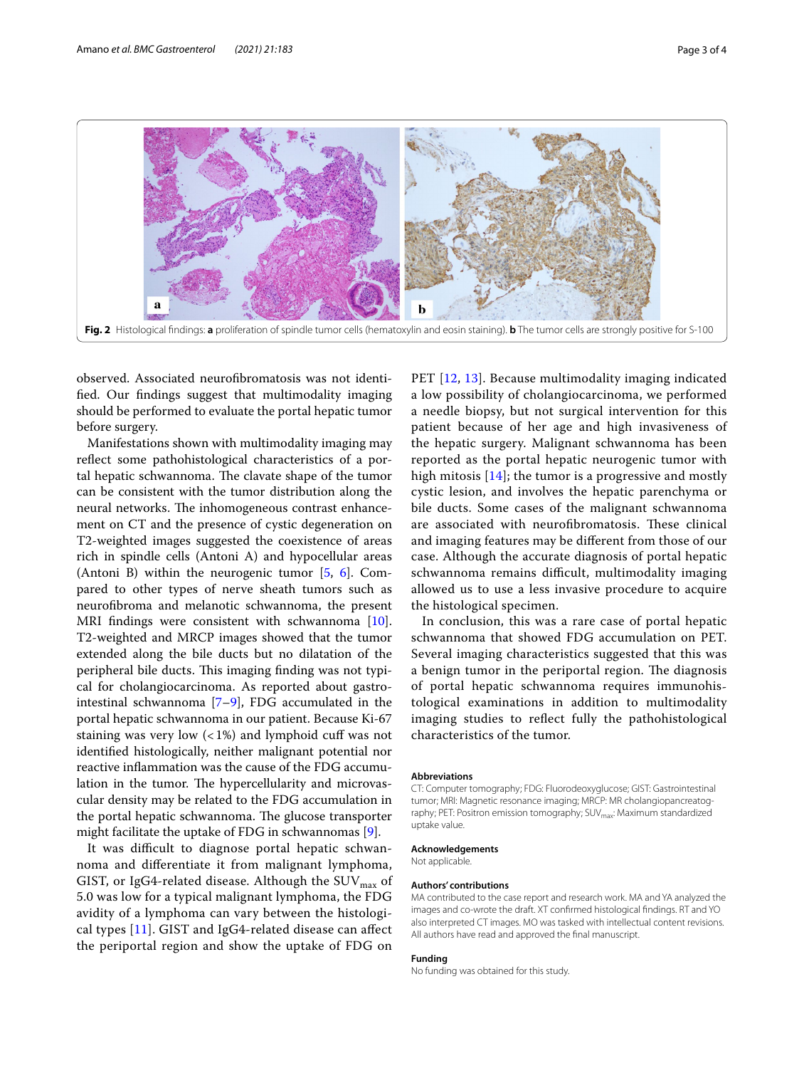**Fig. 2** Histological findings: **a** proliferation of spindle tumor cells (hematoxylin and eosin staining). **b** The tumor cells are strongly positive for S-100

observed. Associated neurofibromatosis was not identified. Our findings suggest that multimodality imaging should be performed to evaluate the portal hepatic tumor before surgery.

Manifestations shown with multimodality imaging may reflect some pathohistological characteristics of a portal hepatic schwannoma. The clavate shape of the tumor can be consistent with the tumor distribution along the neural networks. The inhomogeneous contrast enhancement on CT and the presence of cystic degeneration on T2-weighted images suggested the coexistence of areas rich in spindle cells (Antoni A) and hypocellular areas (Antoni B) within the neurogenic tumor [5, 6]. Compared to other types of nerve sheath tumors such as neurofibroma and melanotic schwannoma, the present MRI findings were consistent with schwannoma [10]. T2-weighted and MRCP images showed that the tumor extended along the bile ducts but no dilatation of the peripheral bile ducts. This imaging finding was not typical for cholangiocarcinoma. As reported about gastrointestinal schwannoma [7–9], FDG accumulated in the portal hepatic schwannoma in our patient. Because Ki-67 staining was very low (<1%) and lymphoid cuff was not identified histologically, neither malignant potential nor reactive inflammation was the cause of the FDG accumulation in the tumor. The hypercellularity and microvascular density may be related to the FDG accumulation in the portal hepatic schwannoma. The glucose transporter might facilitate the uptake of FDG in schwannomas [9].

It was difficult to diagnose portal hepatic schwannoma and differentiate it from malignant lymphoma, GIST, or IgG4-related disease. Although the $SUV_{max}$ of 5.0 was low for a typical malignant lymphoma, the FDG avidity of a lymphoma can vary between the histological types [11]. GIST and IgG4-related disease can affect the periportal region and show the uptake of FDG on PET [12, 13]. Because multimodality imaging indicated a low possibility of cholangiocarcinoma, we performed a needle biopsy, but not surgical intervention for this patient because of her age and high invasiveness of the hepatic surgery. Malignant schwannoma has been reported as the portal hepatic neurogenic tumor with high mitosis [14]; the tumor is a progressive and mostly cystic lesion, and involves the hepatic parenchyma or bile ducts. Some cases of the malignant schwannoma are associated with neurofibromatosis. These clinical and imaging features may be different from those of our case. Although the accurate diagnosis of portal hepatic schwannoma remains difficult, multimodality imaging allowed us to use a less invasive procedure to acquire the histological specimen.

In conclusion, this was a rare case of portal hepatic schwannoma that showed FDG accumulation on PET. Several imaging characteristics suggested that this was a benign tumor in the periportal region. The diagnosis of portal hepatic schwannoma requires immunohistological examinations in addition to multimodality imaging studies to reflect fully the pathohistological characteristics of the tumor.

### Abbreviations

CT: Computer tomography; FDG: Fluorodeoxyglucose; GIST: Gastrointestinal tumor; MRI: Magnetic resonance imaging; MRCP: MR cholangiopancreatography; PET: Positron emission tomography; $SUV_{max}$: Maximum standardized uptake value.

### Acknowledgements

Not applicable.

### Authors' contributions

MA contributed to the case report and research work. MA and YA analyzed the images and co-wrote the draft. XT confirmed histological findings. RT and YO also interpreted CT images. MO was tasked with intellectual content revisions. All authors have read and approved the final manuscript.

### Funding

No funding was obtained for this study.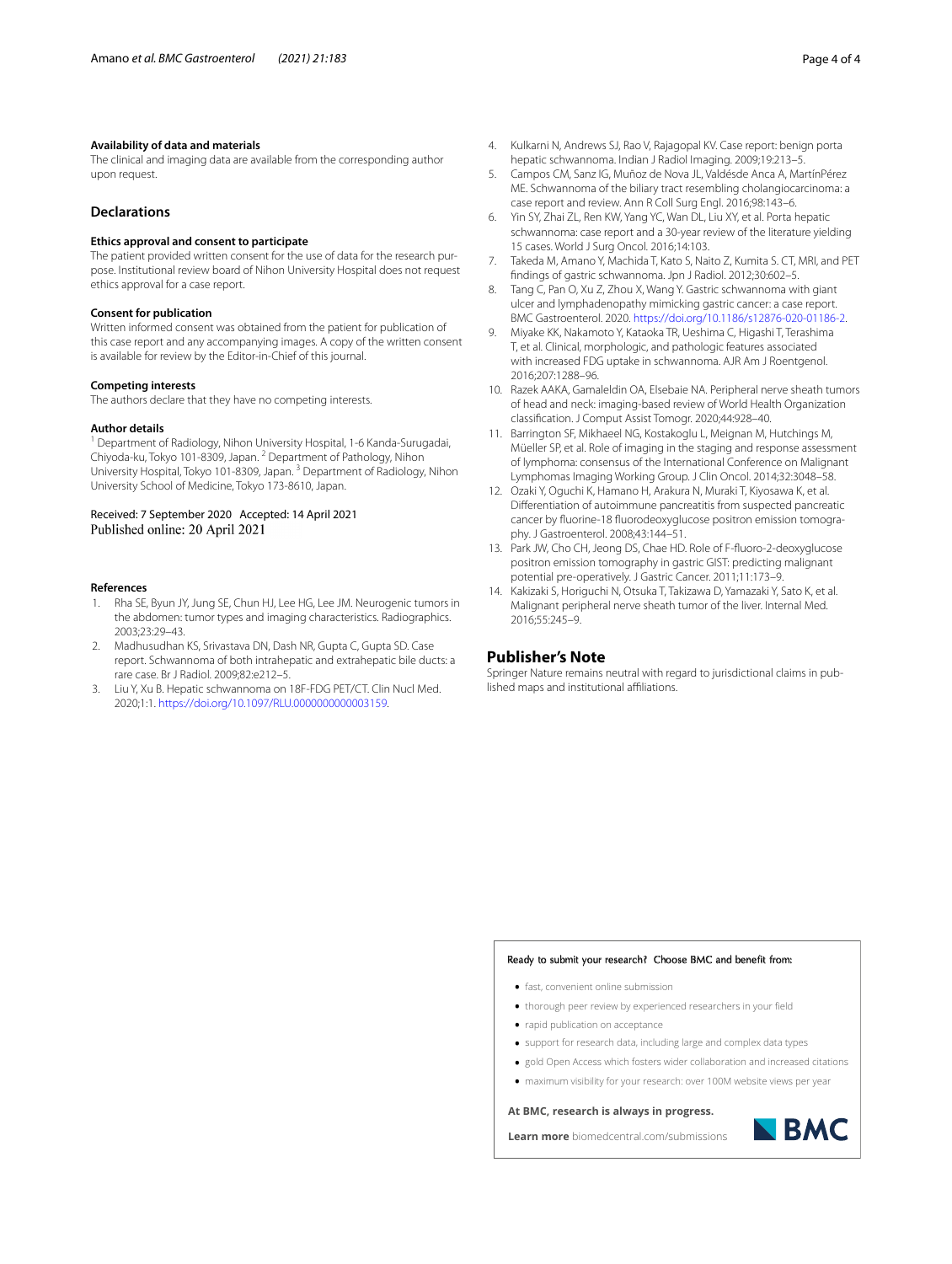### Availability of data and materials

The clinical and imaging data are available from the corresponding author upon request.

## Declarations

### Ethics approval and consent to participate

The patient provided written consent for the use of data for the research purpose. Institutional review board of Nihon University Hospital does not request ethics approval for a case report.

### Consent for publication

Written informed consent was obtained from the patient for publication of this case report and any accompanying images. A copy of the written consent is available for review by the Editor-in-Chief of this journal.

### Competing interests

The authors declare that they have no competing interests.

### Author details

[1] Department of Radiology, Nihon University Hospital, 1-6 Kanda-Surugadai, Chiyoda-ku, Tokyo 101-8309, Japan. [2] Department of Pathology, Nihon University Hospital, Tokyo 101-8309, Japan. [3] Department of Radiology, Nihon University School of Medicine, Tokyo 173-8610, Japan.

Received: 7 September 2020 Accepted: 14 April 2021
Published online: 20 April 2021

### References

1. Rha SE, Byun JY, Jung SE, Chun HJ, Lee HG, Lee JM. Neurogenic tumors in the abdomen: tumor types and imaging characteristics. Radiographics. 2003;23:29–43.
2. Madhusudhan KS, Srivastava DN, Dash NR, Gupta C, Gupta SD. Case report. Schwannoma of both intrahepatic and extrahepatic bile ducts: a rare case. Br J Radiol. 2009;82:e212–5.
3. Liu Y, Xu B. Hepatic schwannoma on 18F-FDG PET/CT. Clin Nucl Med. 2020;1:1. https://doi.org/10.1097/RLU.0000000000003159.
4. Kulkarni N, Andrews SJ, Rao V, Rajagopal KV. Case report: benign porta hepatic schwannoma. Indian J Radiol Imaging. 2009;19:213–5.
5. Campos CM, Sanz IG, Muñoz de Nova JL, Valdésde Anca A, MartínPérez ME. Schwannoma of the biliary tract resembling cholangiocarcinoma: a case report and review. Ann R Coll Surg Engl. 2016;98:143–6.
6. Yin SY, Zhai ZL, Ren KW, Yang YC, Wan DL, Liu XY, et al. Porta hepatic schwannoma: case report and a 30-year review of the literature yielding 15 cases. World J Surg Oncol. 2016;14:103.
7. Takeda M, Amano Y, Machida T, Kato S, Naito Z, Kumita S. CT, MRI, and PET findings of gastric schwannoma. Jpn J Radiol. 2012;30:602–5.
8. Tang C, Pan O, Xu Z, Zhou X, Wang Y. Gastric schwannoma with giant ulcer and lymphadenopathy mimicking gastric cancer: a case report. BMC Gastroenterol. 2020. https://doi.org/10.1186/s12876-020-01186-2.
9. Miyake KK, Nakamoto Y, Kataoka TR, Ueshima C, Higashi T, Terashima T, et al. Clinical, morphologic, and pathologic features associated with increased FDG uptake in schwannoma. AJR Am J Roentgenol. 2016;207:1288–96.
10. Razek AAKA, Gamaleldin OA, Elsebaie NA. Peripheral nerve sheath tumors of head and neck: imaging-based review of World Health Organization classification. J Comput Assist Tomogr. 2020;44:928–40.
11. Barrington SF, Mikhaeel NG, Kostakoglu L, Meignan M, Hutchings M, Müeller SP, et al. Role of imaging in the staging and response assessment of lymphoma: consensus of the International Conference on Malignant Lymphomas Imaging Working Group. J Clin Oncol. 2014;32:3048–58.
12. Ozaki Y, Oguchi K, Hamano H, Arakura N, Muraki T, Kiyosawa K, et al. Differentiation of autoimmune pancreatitis from suspected pancreatic cancer by fluorine-18 fluorodeoxyglucose positron emission tomography. J Gastroenterol. 2008;43:144–51.
13. Park JW, Cho CH, Jeong DS, Chae HD. Role of F-fluoro-2-deoxyglucose positron emission tomography in gastric GIST: predicting malignant potential pre-operatively. J Gastric Cancer. 2011;11:173–9.
14. Kakizaki S, Horiguchi N, Otsuka T, Takizawa D, Yamazaki Y, Sato K, et al. Malignant peripheral nerve sheath tumor of the liver. Internal Med. 2016;55:245–9.

## Publisher's Note

Springer Nature remains neutral with regard to jurisdictional claims in published maps and institutional affiliations.

Ready to submit your research? Choose BMC and benefit from:

- fast, convenient online submission
- thorough peer review by experienced researchers in your field
- rapid publication on acceptance
- support for research data, including large and complex data types
- gold Open Access which fosters wider collaboration and increased citations
- maximum visibility for your research: over 100M website views per year

**At BMC, research is always in progress.**

**Learn more** biomedcentral.com/submissions

BMC